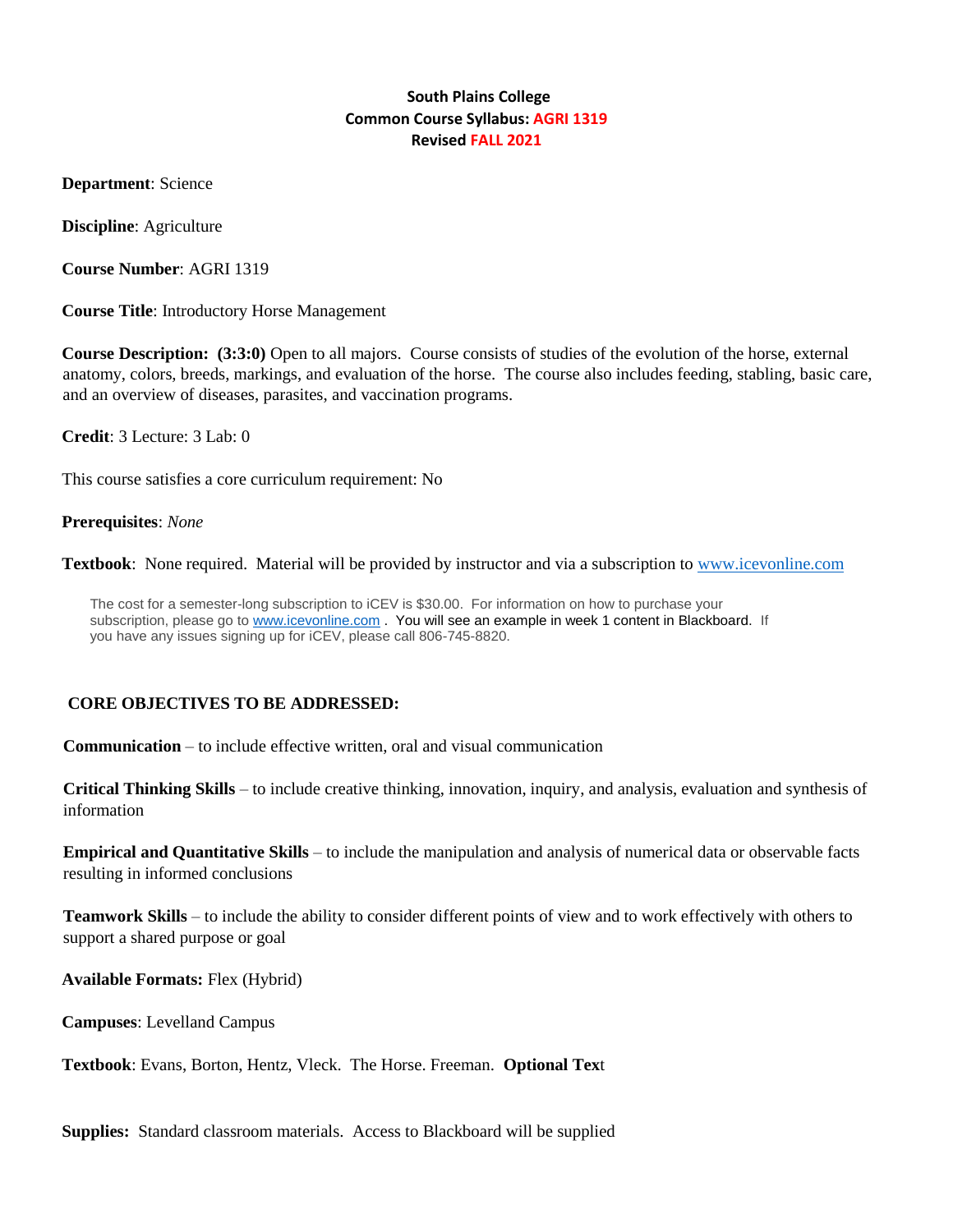# South Plains College
## Common Course Syllabus: AGRI 1319
### Revised FALL 2021

**Department**: Science

**Discipline**: Agriculture

**Course Number**: AGRI 1319

**Course Title**: Introductory Horse Management

**Course Description: (3:3:0)** Open to all majors. Course consists of studies of the evolution of the horse, external anatomy, colors, breeds, markings, and evaluation of the horse. The course also includes feeding, stabling, basic care, and an overview of diseases, parasites, and vaccination programs.

**Credit**: 3 Lecture: 3 Lab: 0

This course satisfies a core curriculum requirement: No

**Prerequisites**: *None*

**Textbook**: None required. Material will be provided by instructor and via a subscription to www.icevonline.com

The cost for a semester-long subscription to iCEV is $30.00. For information on how to purchase your subscription, please go to www.icevonline.com . You will see an example in week 1 content in Blackboard. If you have any issues signing up for iCEV, please call 806-745-8820.

**CORE OBJECTIVES TO BE ADDRESSED:**

**Communication** – to include effective written, oral and visual communication

**Critical Thinking Skills** – to include creative thinking, innovation, inquiry, and analysis, evaluation and synthesis of information

**Empirical and Quantitative Skills** – to include the manipulation and analysis of numerical data or observable facts resulting in informed conclusions

**Teamwork Skills** – to include the ability to consider different points of view and to work effectively with others to support a shared purpose or goal

**Available Formats:** Flex (Hybrid)

**Campuses**: Levelland Campus

**Textbook**: Evans, Borton, Hentz, Vleck. The Horse. Freeman. **Optional Text**

**Supplies:** Standard classroom materials. Access to Blackboard will be supplied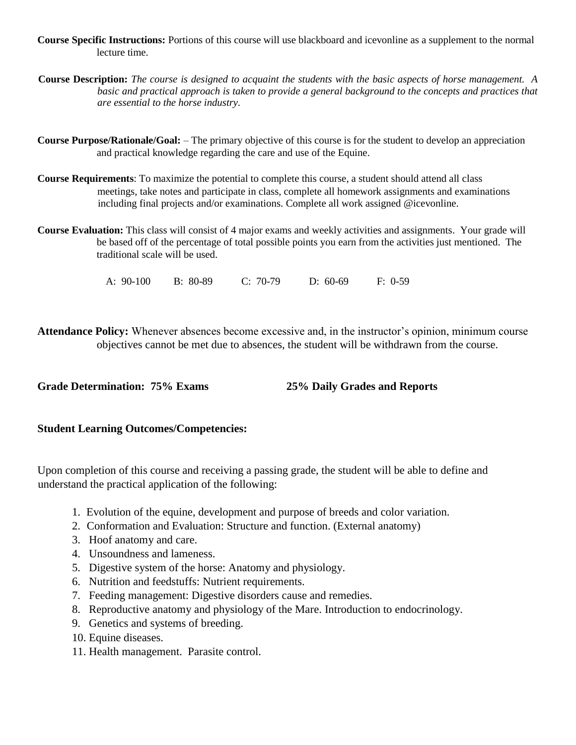**Course Specific Instructions:** Portions of this course will use blackboard and icevonline as a supplement to the normal lecture time.

**Course Description:** *The course is designed to acquaint the students with the basic aspects of horse management. A basic and practical approach is taken to provide a general background to the concepts and practices that are essential to the horse industry.*

**Course Purpose/Rationale/Goal:** – The primary objective of this course is for the student to develop an appreciation and practical knowledge regarding the care and use of the Equine.

**Course Requirements**: To maximize the potential to complete this course, a student should attend all class meetings, take notes and participate in class, complete all homework assignments and examinations including final projects and/or examinations. Complete all work assigned @icevonline.

**Course Evaluation:** This class will consist of 4 major exams and weekly activities and assignments. Your grade will be based off of the percentage of total possible points you earn from the activities just mentioned. The traditional scale will be used.

A: 90-100 B: 80-89 C: 70-79 D: 60-69 F: 0-59

**Attendance Policy:** Whenever absences become excessive and, in the instructor's opinion, minimum course objectives cannot be met due to absences, the student will be withdrawn from the course.

**Grade Determination: 75% Exams 25% Daily Grades and Reports**

**Student Learning Outcomes/Competencies:**

Upon completion of this course and receiving a passing grade, the student will be able to define and understand the practical application of the following:

1. Evolution of the equine, development and purpose of breeds and color variation.
2. Conformation and Evaluation: Structure and function. (External anatomy)
3. Hoof anatomy and care.
4. Unsoundness and lameness.
5. Digestive system of the horse: Anatomy and physiology.
6. Nutrition and feedstuffs: Nutrient requirements.
7. Feeding management: Digestive disorders cause and remedies.
8. Reproductive anatomy and physiology of the Mare. Introduction to endocrinology.
9. Genetics and systems of breeding.
10. Equine diseases.
11. Health management. Parasite control.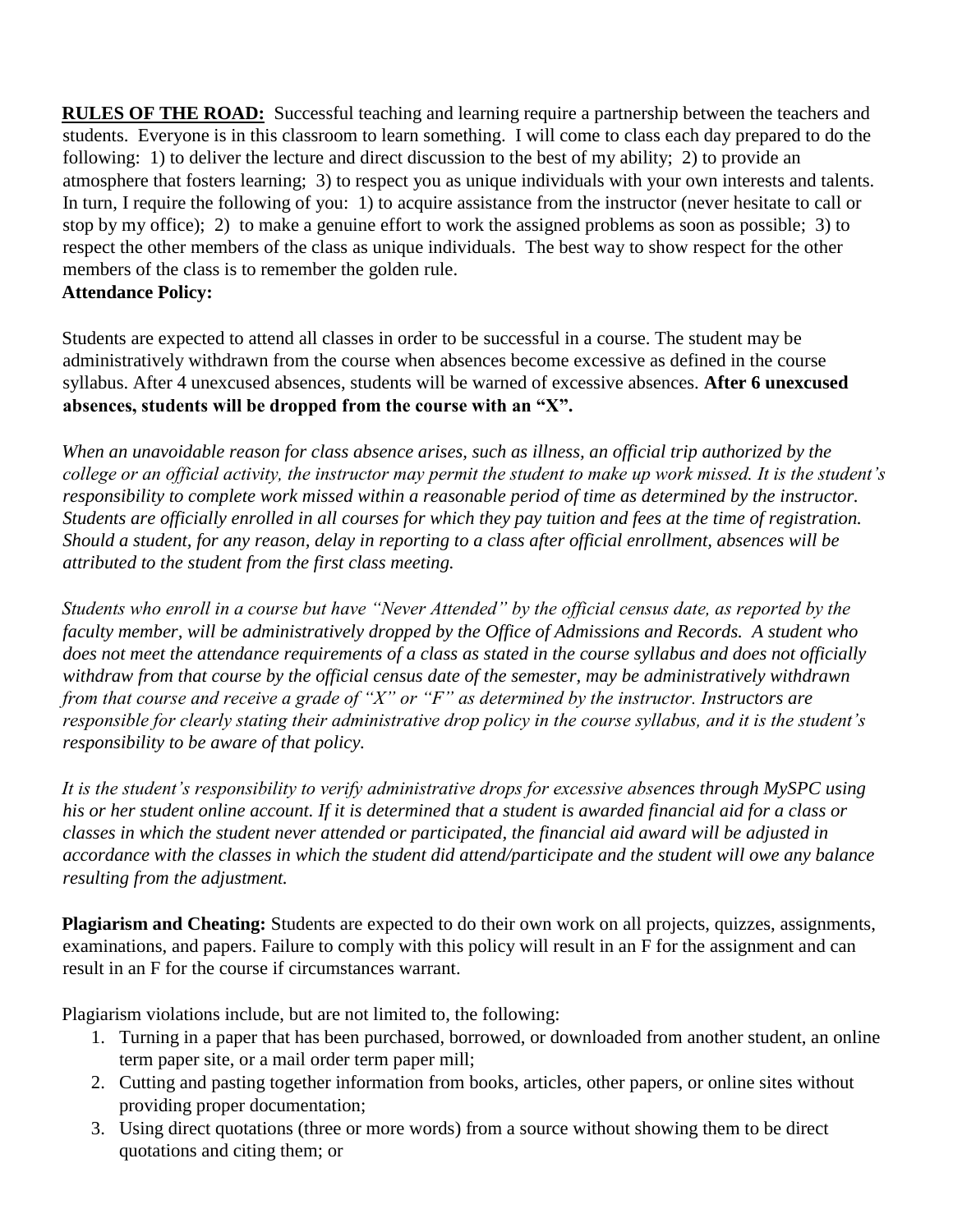**RULES OF THE ROAD:** Successful teaching and learning require a partnership between the teachers and students. Everyone is in this classroom to learn something. I will come to class each day prepared to do the following: 1) to deliver the lecture and direct discussion to the best of my ability; 2) to provide an atmosphere that fosters learning; 3) to respect you as unique individuals with your own interests and talents. In turn, I require the following of you: 1) to acquire assistance from the instructor (never hesitate to call or stop by my office); 2) to make a genuine effort to work the assigned problems as soon as possible; 3) to respect the other members of the class as unique individuals. The best way to show respect for the other members of the class is to remember the golden rule.

**Attendance Policy:**

Students are expected to attend all classes in order to be successful in a course. The student may be administratively withdrawn from the course when absences become excessive as defined in the course syllabus. After 4 unexcused absences, students will be warned of excessive absences. **After 6 unexcused absences, students will be dropped from the course with an "X".**

*When an unavoidable reason for class absence arises, such as illness, an official trip authorized by the college or an official activity, the instructor may permit the student to make up work missed. It is the student's responsibility to complete work missed within a reasonable period of time as determined by the instructor. Students are officially enrolled in all courses for which they pay tuition and fees at the time of registration. Should a student, for any reason, delay in reporting to a class after official enrollment, absences will be attributed to the student from the first class meeting.*

*Students who enroll in a course but have "Never Attended" by the official census date, as reported by the faculty member, will be administratively dropped by the Office of Admissions and Records. A student who does not meet the attendance requirements of a class as stated in the course syllabus and does not officially withdraw from that course by the official census date of the semester, may be administratively withdrawn from that course and receive a grade of "X" or "F" as determined by the instructor. Instructors are responsible for clearly stating their administrative drop policy in the course syllabus, and it is the student's responsibility to be aware of that policy.*

*It is the student's responsibility to verify administrative drops for excessive absences through MySPC using his or her student online account. If it is determined that a student is awarded financial aid for a class or classes in which the student never attended or participated, the financial aid award will be adjusted in accordance with the classes in which the student did attend/participate and the student will owe any balance resulting from the adjustment.*

**Plagiarism and Cheating:** Students are expected to do their own work on all projects, quizzes, assignments, examinations, and papers. Failure to comply with this policy will result in an F for the assignment and can result in an F for the course if circumstances warrant.

Plagiarism violations include, but are not limited to, the following:

1. Turning in a paper that has been purchased, borrowed, or downloaded from another student, an online term paper site, or a mail order term paper mill;
2. Cutting and pasting together information from books, articles, other papers, or online sites without providing proper documentation;
3. Using direct quotations (three or more words) from a source without showing them to be direct quotations and citing them; or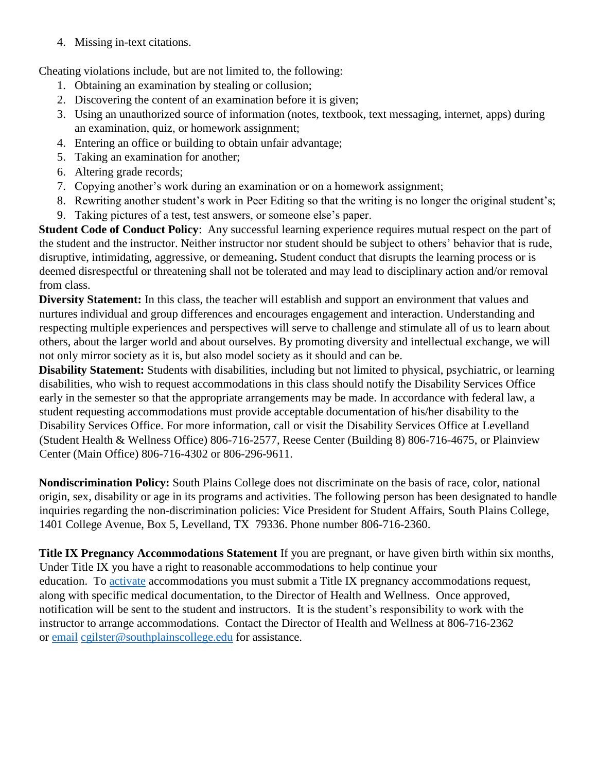4. Missing in-text citations.

Cheating violations include, but are not limited to, the following:

1. Obtaining an examination by stealing or collusion;
2. Discovering the content of an examination before it is given;
3. Using an unauthorized source of information (notes, textbook, text messaging, internet, apps) during an examination, quiz, or homework assignment;
4. Entering an office or building to obtain unfair advantage;
5. Taking an examination for another;
6. Altering grade records;
7. Copying another's work during an examination or on a homework assignment;
8. Rewriting another student's work in Peer Editing so that the writing is no longer the original student's;
9. Taking pictures of a test, test answers, or someone else's paper.

**Student Code of Conduct Policy**: Any successful learning experience requires mutual respect on the part of the student and the instructor. Neither instructor nor student should be subject to others' behavior that is rude, disruptive, intimidating, aggressive, or demeaning**.** Student conduct that disrupts the learning process or is deemed disrespectful or threatening shall not be tolerated and may lead to disciplinary action and/or removal from class.

**Diversity Statement:** In this class, the teacher will establish and support an environment that values and nurtures individual and group differences and encourages engagement and interaction. Understanding and respecting multiple experiences and perspectives will serve to challenge and stimulate all of us to learn about others, about the larger world and about ourselves. By promoting diversity and intellectual exchange, we will not only mirror society as it is, but also model society as it should and can be.

**Disability Statement:** Students with disabilities, including but not limited to physical, psychiatric, or learning disabilities, who wish to request accommodations in this class should notify the Disability Services Office early in the semester so that the appropriate arrangements may be made. In accordance with federal law, a student requesting accommodations must provide acceptable documentation of his/her disability to the Disability Services Office. For more information, call or visit the Disability Services Office at Levelland (Student Health & Wellness Office) 806-716-2577, Reese Center (Building 8) 806-716-4675, or Plainview Center (Main Office) 806-716-4302 or 806-296-9611.

**Nondiscrimination Policy:** South Plains College does not discriminate on the basis of race, color, national origin, sex, disability or age in its programs and activities. The following person has been designated to handle inquiries regarding the non-discrimination policies: Vice President for Student Affairs, South Plains College, 1401 College Avenue, Box 5, Levelland, TX 79336. Phone number 806-716-2360.

**Title IX Pregnancy Accommodations Statement** If you are pregnant, or have given birth within six months, Under Title IX you have a right to reasonable accommodations to help continue your education. To activate accommodations you must submit a Title IX pregnancy accommodations request, along with specific medical documentation, to the Director of Health and Wellness. Once approved, notification will be sent to the student and instructors. It is the student's responsibility to work with the instructor to arrange accommodations. Contact the Director of Health and Wellness at 806-716-2362 or email cgilster@southplainscollege.edu for assistance.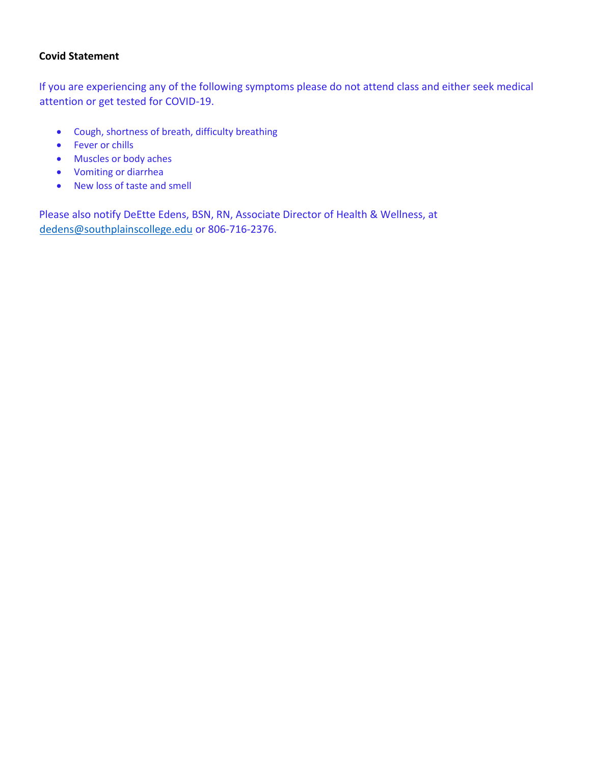**Covid Statement**

If you are experiencing any of the following symptoms please do not attend class and either seek medical attention or get tested for COVID-19.

- Cough, shortness of breath, difficulty breathing
- Fever or chills
- Muscles or body aches
- Vomiting or diarrhea
- New loss of taste and smell

Please also notify DeEtte Edens, BSN, RN, Associate Director of Health & Wellness, at dedens@southplainscollege.edu or 806-716-2376.